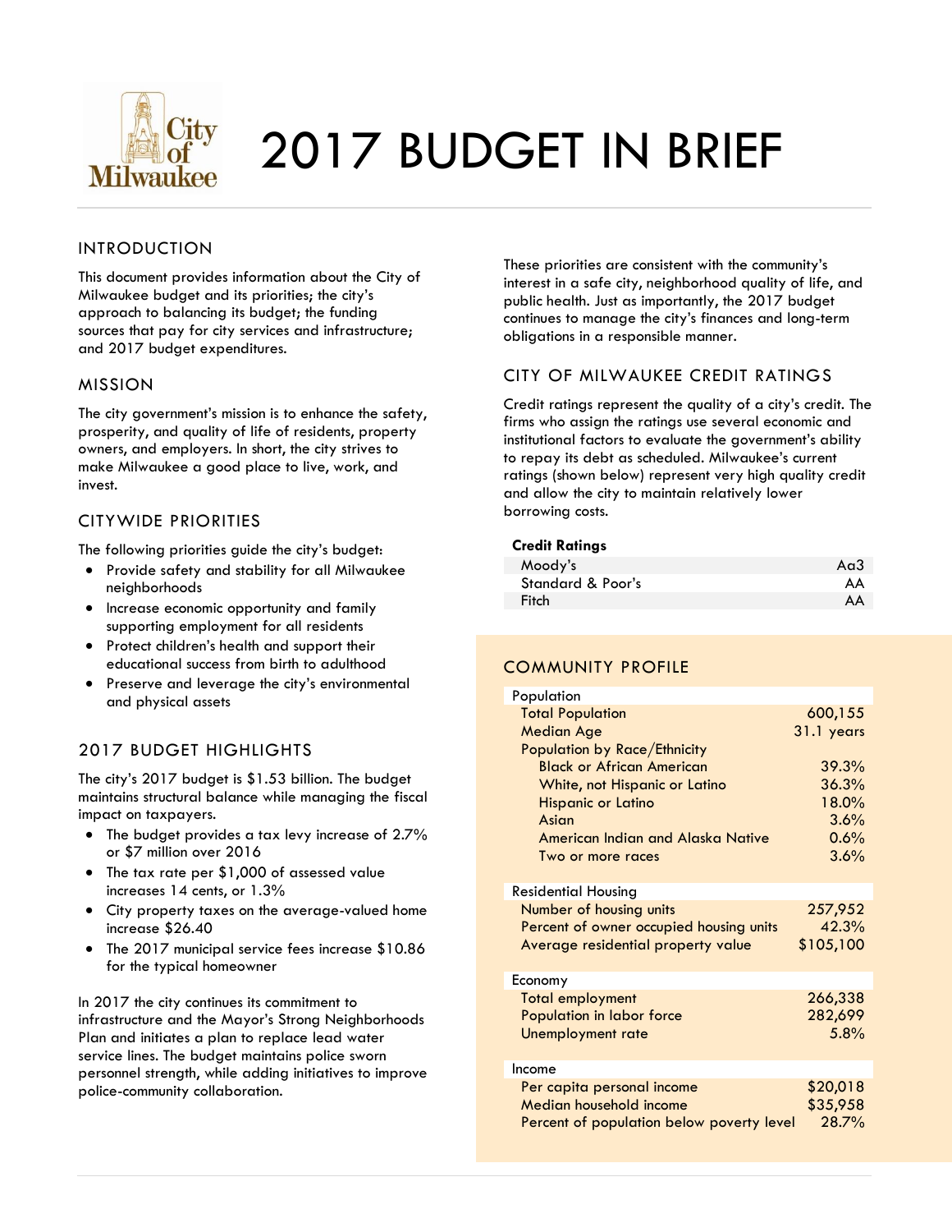# 2017 BUDGET IN BRIEF

## INTRODUCTION

This document provides information about the City of Milwaukee budget and its priorities; the city's approach to balancing its budget; the funding sources that pay for city services and infrastructure; and 2017 budget expenditures.

## MISSION

The city government's mission is to enhance the safety, prosperity, and quality of life of residents, property owners, and employers. In short, the city strives to make Milwaukee a good place to live, work, and invest.

## CITYWIDE PRIORITIES

The following priorities guide the city's budget:

- Provide safety and stability for all Milwaukee neighborhoods
- Increase economic opportunity and family supporting employment for all residents
- Protect children's health and support their educational success from birth to adulthood
- Preserve and leverage the city's environmental and physical assets

These priorities are consistent with the community's interest in a safe city, neighborhood quality of life, and public health. Just as importantly, the 2017 budget continues to manage the city's finances and long-term obligations in a responsible manner.

## 2017 BUDGET HIGHLIGHTS

The city's 2017 budget is $1.53 billion. The budget maintains structural balance while managing the fiscal impact on taxpayers.

- The budget provides a tax levy increase of 2.7% or $7 million over 2016
- The tax rate per $1,000 of assessed value increases 14 cents, or 1.3%
- City property taxes on the average-valued home increase $26.40
- The 2017 municipal service fees increase $10.86 for the typical homeowner

In 2017 the city continues its commitment to infrastructure and the Mayor's Strong Neighborhoods Plan and initiates a plan to replace lead water service lines. The budget maintains police sworn personnel strength, while adding initiatives to improve police-community collaboration.

## CITY OF MILWAUKEE CREDIT RATINGS

Credit ratings represent the quality of a city's credit. The firms who assign the ratings use several economic and institutional factors to evaluate the government's ability to repay its debt as scheduled. Milwaukee's current ratings (shown below) represent very high quality credit and allow the city to maintain relatively lower borrowing costs.

| **Credit Ratings** | |
|---|---|
| Moody's | Aa3 |
| Standard & Poor's | AA |
| Fitch | AA |

## COMMUNITY PROFILE

| Population | |
|---|---|
| Total Population | 600,155 |
| Median Age | 31.1 years |
| Population by Race/Ethnicity | |
| Black or African American | 39.3% |
| White, not Hispanic or Latino | 36.3% |
| Hispanic or Latino | 18.0% |
| Asian | 3.6% |
| American Indian and Alaska Native | 0.6% |
| Two or more races | 3.6% |
| **Residential Housing** | |
| Number of housing units | 257,952 |
| Percent of owner occupied housing units | 42.3% |
| Average residential property value | $105,100 |
| **Economy** | |
| Total employment | 266,338 |
| Population in labor force | 282,699 |
| Unemployment rate | 5.8% |
| **Income** | |
| Per capita personal income | $20,018 |
| Median household income | $35,958 |
| Percent of population below poverty level | 28.7% |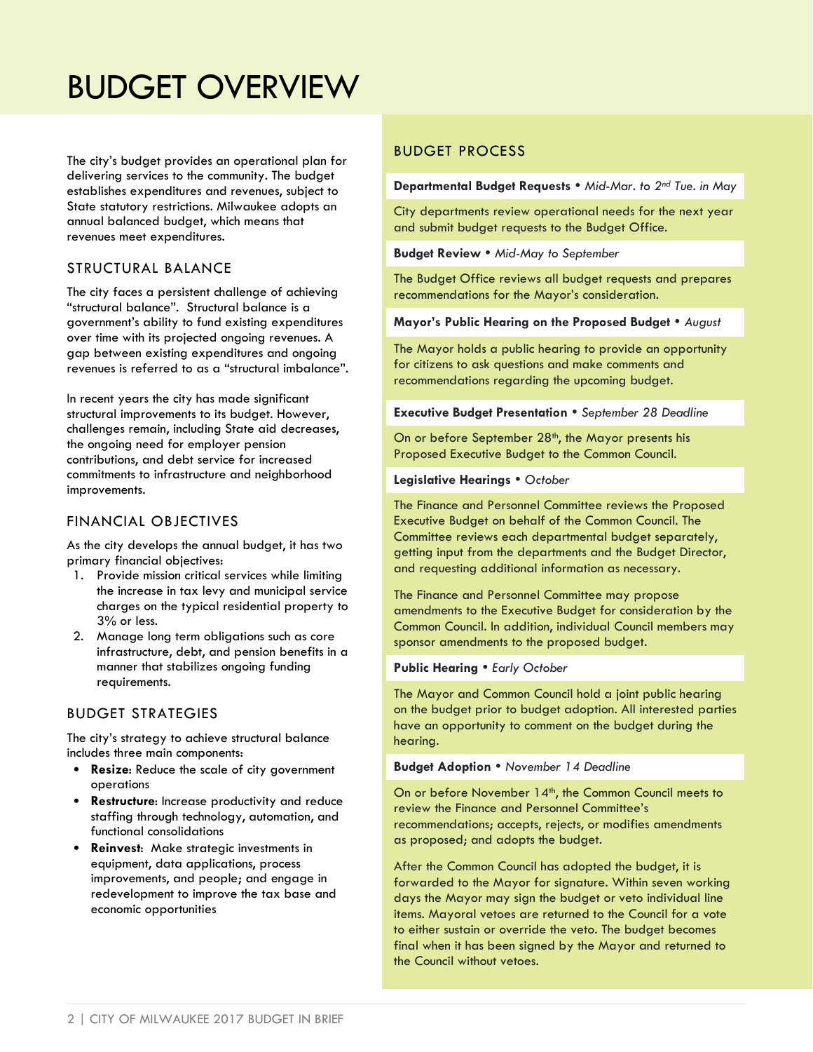# BUDGET OVERVIEW

The city's budget provides an operational plan for delivering services to the community. The budget establishes expenditures and revenues, subject to State statutory restrictions. Milwaukee adopts an annual balanced budget, which means that revenues meet expenditures.

## STRUCTURAL BALANCE

The city faces a persistent challenge of achieving "structural balance". Structural balance is a government's ability to fund existing expenditures over time with its projected ongoing revenues. A gap between existing expenditures and ongoing revenues is referred to as a "structural imbalance".

In recent years the city has made significant structural improvements to its budget. However, challenges remain, including State aid decreases, the ongoing need for employer pension contributions, and debt service for increased commitments to infrastructure and neighborhood improvements.

## FINANCIAL OBJECTIVES

As the city develops the annual budget, it has two primary financial objectives:

1. Provide mission critical services while limiting the increase in tax levy and municipal service charges on the typical residential property to 3% or less.
2. Manage long term obligations such as core infrastructure, debt, and pension benefits in a manner that stabilizes ongoing funding requirements.

## BUDGET STRATEGIES

The city's strategy to achieve structural balance includes three main components:

- **Resize**: Reduce the scale of city government operations
- **Restructure**: Increase productivity and reduce staffing through technology, automation, and functional consolidations
- **Reinvest**: Make strategic investments in equipment, data applications, process improvements, and people; and engage in redevelopment to improve the tax base and economic opportunities

## BUDGET PROCESS

**Departmental Budget Requests** • *Mid-Mar. to 2nd Tue. in May*

City departments review operational needs for the next year and submit budget requests to the Budget Office.

**Budget Review** • *Mid-May to September*

The Budget Office reviews all budget requests and prepares recommendations for the Mayor's consideration.

**Mayor's Public Hearing on the Proposed Budget** • *August*

The Mayor holds a public hearing to provide an opportunity for citizens to ask questions and make comments and recommendations regarding the upcoming budget.

**Executive Budget Presentation** • *September 28 Deadline*

On or before September 28th, the Mayor presents his Proposed Executive Budget to the Common Council.

**Legislative Hearings** • *October*

The Finance and Personnel Committee reviews the Proposed Executive Budget on behalf of the Common Council. The Committee reviews each departmental budget separately, getting input from the departments and the Budget Director, and requesting additional information as necessary.

The Finance and Personnel Committee may propose amendments to the Executive Budget for consideration by the Common Council. In addition, individual Council members may sponsor amendments to the proposed budget.

**Public Hearing** • *Early October*

The Mayor and Common Council hold a joint public hearing on the budget prior to budget adoption. All interested parties have an opportunity to comment on the budget during the hearing.

**Budget Adoption** • *November 14 Deadline*

On or before November 14th, the Common Council meets to review the Finance and Personnel Committee's recommendations; accepts, rejects, or modifies amendments as proposed; and adopts the budget.

After the Common Council has adopted the budget, it is forwarded to the Mayor for signature. Within seven working days the Mayor may sign the budget or veto individual line items. Mayoral vetoes are returned to the Council for a vote to either sustain or override the veto. The budget becomes final when it has been signed by the Mayor and returned to the Council without vetoes.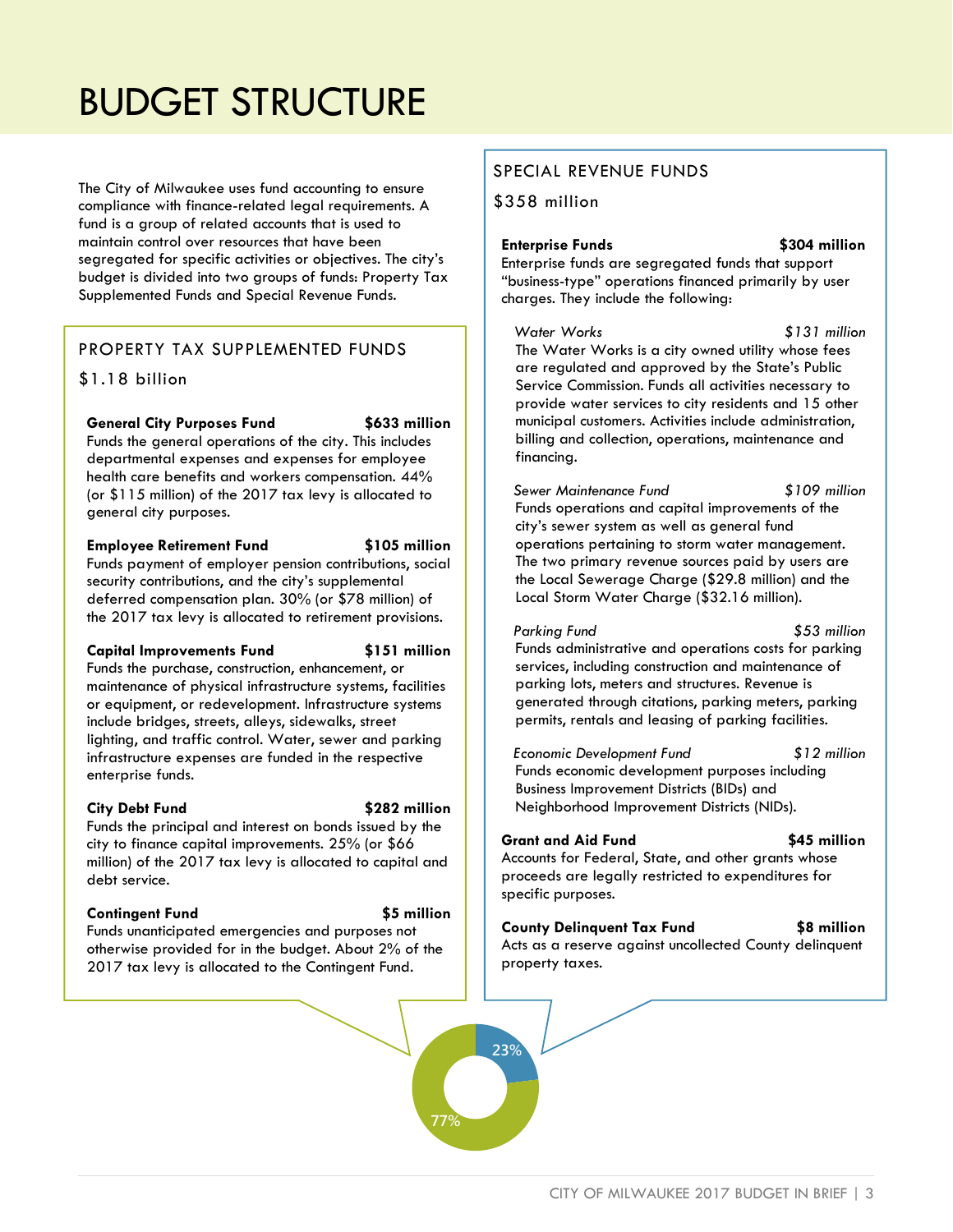# BUDGET STRUCTURE

The City of Milwaukee uses fund accounting to ensure compliance with finance-related legal requirements. A fund is a group of related accounts that is used to maintain control over resources that have been segregated for specific activities or objectives. The city's budget is divided into two groups of funds: Property Tax Supplemented Funds and Special Revenue Funds.

## PROPERTY TAX SUPPLEMENTED FUNDS

$1.18 billion

**General City Purposes Fund** **$633 million**
Funds the general operations of the city. This includes departmental expenses and expenses for employee health care benefits and workers compensation. 44% (or $115 million) of the 2017 tax levy is allocated to general city purposes.

**Employee Retirement Fund** **$105 million**
Funds payment of employer pension contributions, social security contributions, and the city's supplemental deferred compensation plan. 30% (or $78 million) of the 2017 tax levy is allocated to retirement provisions.

**Capital Improvements Fund** **$151 million**
Funds the purchase, construction, enhancement, or maintenance of physical infrastructure systems, facilities or equipment, or redevelopment. Infrastructure systems include bridges, streets, alleys, sidewalks, street lighting, and traffic control. Water, sewer and parking infrastructure expenses are funded in the respective enterprise funds.

**City Debt Fund** **$282 million**
Funds the principal and interest on bonds issued by the city to finance capital improvements. 25% (or $66 million) of the 2017 tax levy is allocated to capital and debt service.

**Contingent Fund** **$5 million**
Funds unanticipated emergencies and purposes not otherwise provided for in the budget. About 2% of the 2017 tax levy is allocated to the Contingent Fund.

## SPECIAL REVENUE FUNDS

$358 million

**Enterprise Funds** **$304 million**
Enterprise funds are segregated funds that support "business-type" operations financed primarily by user charges. They include the following:

*Water Works* *$131 million*
The Water Works is a city owned utility whose fees are regulated and approved by the State's Public Service Commission. Funds all activities necessary to provide water services to city residents and 15 other municipal customers. Activities include administration, billing and collection, operations, maintenance and financing.

*Sewer Maintenance Fund* *$109 million*
Funds operations and capital improvements of the city's sewer system as well as general fund operations pertaining to storm water management. The two primary revenue sources paid by users are the Local Sewerage Charge ($29.8 million) and the Local Storm Water Charge ($32.16 million).

*Parking Fund* *$53 million*
Funds administrative and operations costs for parking services, including construction and maintenance of parking lots, meters and structures. Revenue is generated through citations, parking meters, parking permits, rentals and leasing of parking facilities.

*Economic Development Fund* *$12 million*
Funds economic development purposes including Business Improvement Districts (BIDs) and Neighborhood Improvement Districts (NIDs).

**Grant and Aid Fund** **$45 million**
Accounts for Federal, State, and other grants whose proceeds are legally restricted to expenditures for specific purposes.

**County Delinquent Tax Fund** **$8 million**
Acts as a reserve against uncollected County delinquent property taxes.

23%

77%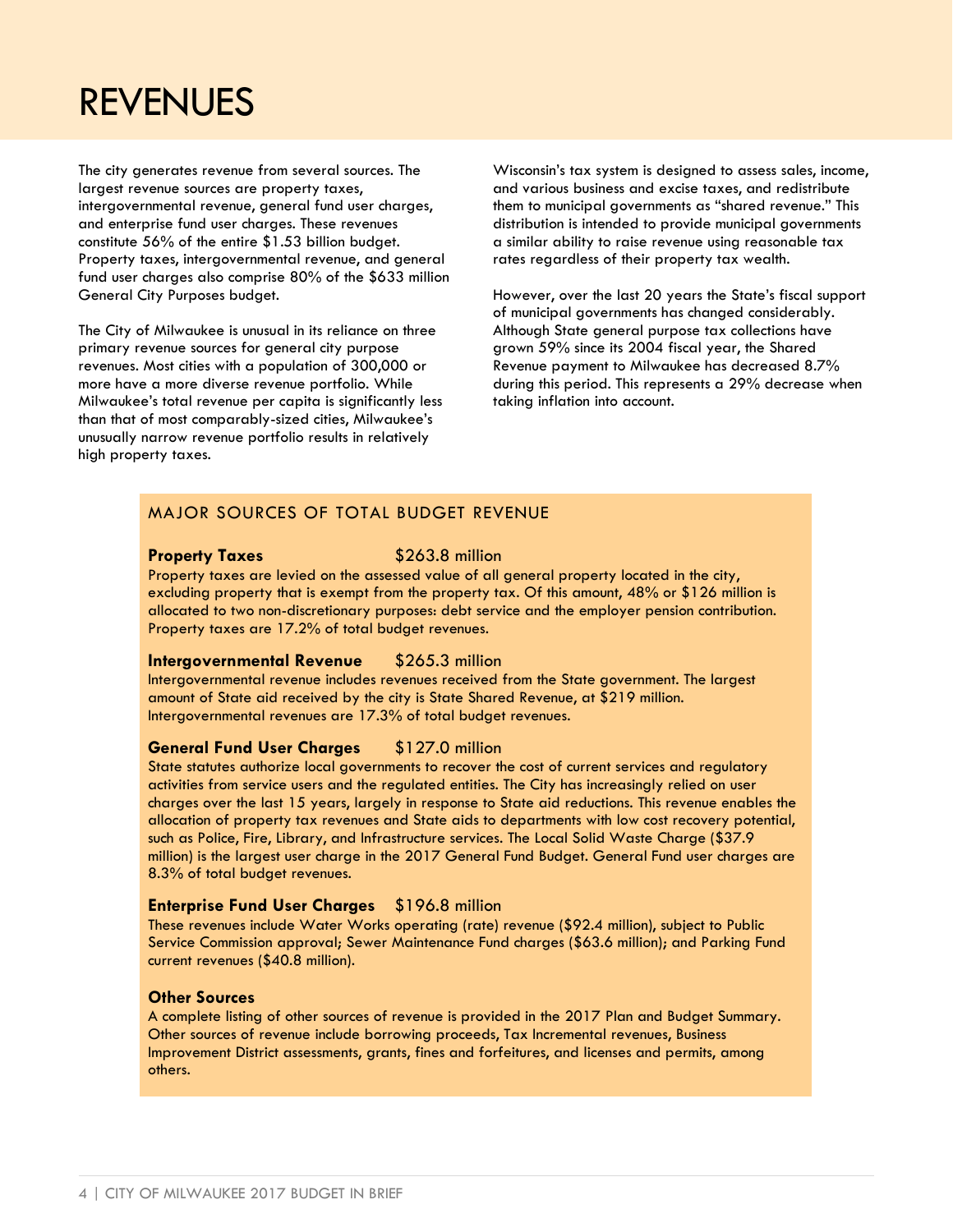# REVENUES

The city generates revenue from several sources. The largest revenue sources are property taxes, intergovernmental revenue, general fund user charges, and enterprise fund user charges. These revenues constitute 56% of the entire $1.53 billion budget. Property taxes, intergovernmental revenue, and general fund user charges also comprise 80% of the $633 million General City Purposes budget.

The City of Milwaukee is unusual in its reliance on three primary revenue sources for general city purpose revenues. Most cities with a population of 300,000 or more have a more diverse revenue portfolio. While Milwaukee's total revenue per capita is significantly less than that of most comparably-sized cities, Milwaukee's unusually narrow revenue portfolio results in relatively high property taxes.

Wisconsin's tax system is designed to assess sales, income, and various business and excise taxes, and redistribute them to municipal governments as "shared revenue." This distribution is intended to provide municipal governments a similar ability to raise revenue using reasonable tax rates regardless of their property tax wealth.

However, over the last 20 years the State's fiscal support of municipal governments has changed considerably. Although State general purpose tax collections have grown 59% since its 2004 fiscal year, the Shared Revenue payment to Milwaukee has decreased 8.7% during this period. This represents a 29% decrease when taking inflation into account.

## MAJOR SOURCES OF TOTAL BUDGET REVENUE

**Property Taxes** $263.8 million

Property taxes are levied on the assessed value of all general property located in the city, excluding property that is exempt from the property tax. Of this amount, 48% or $126 million is allocated to two non-discretionary purposes: debt service and the employer pension contribution. Property taxes are 17.2% of total budget revenues.

**Intergovernmental Revenue** $265.3 million

Intergovernmental revenue includes revenues received from the State government. The largest amount of State aid received by the city is State Shared Revenue, at $219 million. Intergovernmental revenues are 17.3% of total budget revenues.

**General Fund User Charges** $127.0 million

State statutes authorize local governments to recover the cost of current services and regulatory activities from service users and the regulated entities. The City has increasingly relied on user charges over the last 15 years, largely in response to State aid reductions. This revenue enables the allocation of property tax revenues and State aids to departments with low cost recovery potential, such as Police, Fire, Library, and Infrastructure services. The Local Solid Waste Charge ($37.9 million) is the largest user charge in the 2017 General Fund Budget. General Fund user charges are 8.3% of total budget revenues.

**Enterprise Fund User Charges** $196.8 million

These revenues include Water Works operating (rate) revenue ($92.4 million), subject to Public Service Commission approval; Sewer Maintenance Fund charges ($63.6 million); and Parking Fund current revenues ($40.8 million).

**Other Sources**

A complete listing of other sources of revenue is provided in the 2017 Plan and Budget Summary. Other sources of revenue include borrowing proceeds, Tax Incremental revenues, Business Improvement District assessments, grants, fines and forfeitures, and licenses and permits, among others.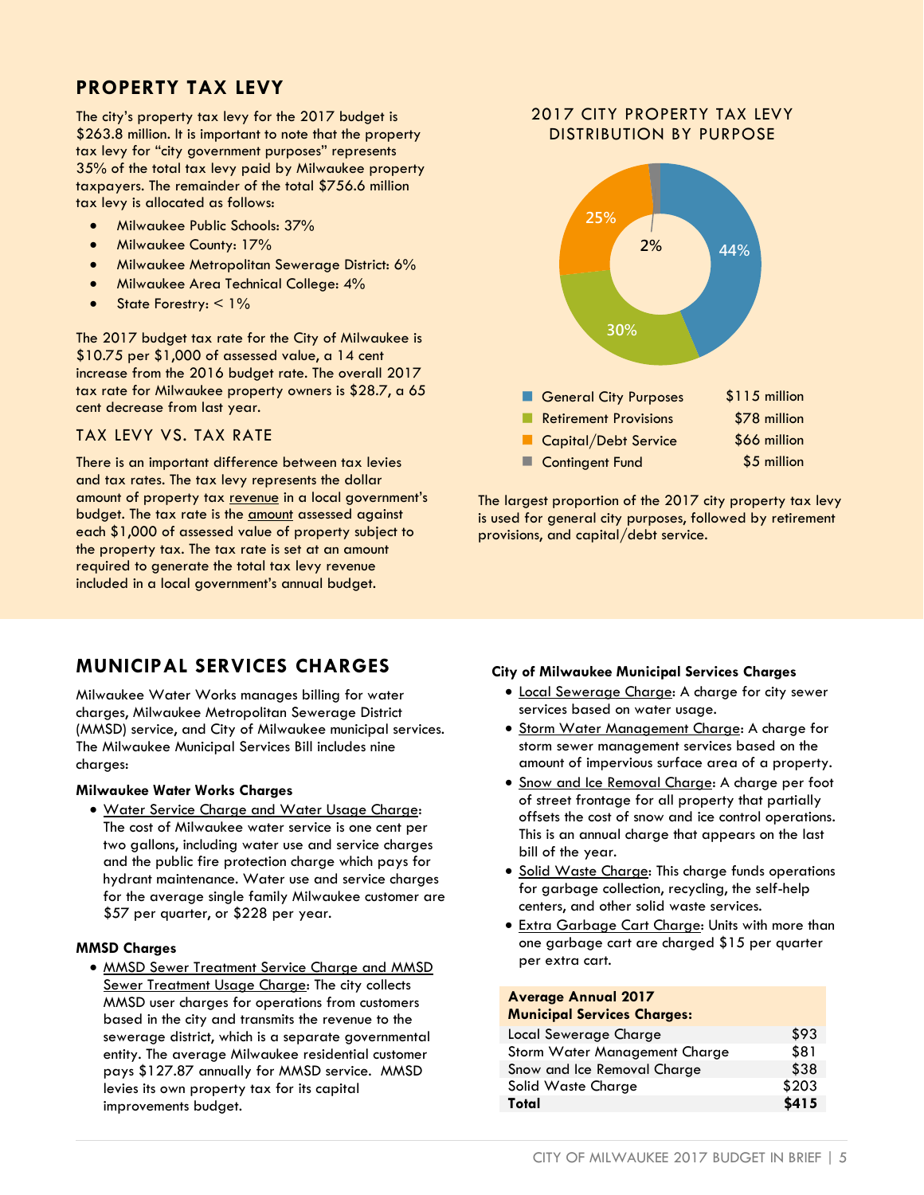## PROPERTY TAX LEVY

The city's property tax levy for the 2017 budget is $263.8 million. It is important to note that the property tax levy for "city government purposes" represents 35% of the total tax levy paid by Milwaukee property taxpayers. The remainder of the total $756.6 million tax levy is allocated as follows:

- Milwaukee Public Schools: 37%
- Milwaukee County: 17%
- Milwaukee Metropolitan Sewerage District: 6%
- Milwaukee Area Technical College: 4%
- State Forestry: < 1%

The 2017 budget tax rate for the City of Milwaukee is $10.75 per $1,000 of assessed value, a 14 cent increase from the 2016 budget rate. The overall 2017 tax rate for Milwaukee property owners is $28.7, a 65 cent decrease from last year.

### TAX LEVY VS. TAX RATE

There is an important difference between tax levies and tax rates. The tax levy represents the dollar amount of property tax revenue in a local government's budget. The tax rate is the amount assessed against each $1,000 of assessed value of property subject to the property tax. The tax rate is set at an amount required to generate the total tax levy revenue included in a local government's annual budget.

### 2017 CITY PROPERTY TAX LEVY DISTRIBUTION BY PURPOSE

| Purpose | Share | Amount |
|---|---|---|
| General City Purposes | 44% | $115 million |
| Retirement Provisions | 30% | $78 million |
| Capital/Debt Service | 25% | $66 million |
| Contingent Fund | 2% | $5 million |

The largest proportion of the 2017 city property tax levy is used for general city purposes, followed by retirement provisions, and capital/debt service.

## MUNICIPAL SERVICES CHARGES

Milwaukee Water Works manages billing for water charges, Milwaukee Metropolitan Sewerage District (MMSD) service, and City of Milwaukee municipal services. The Milwaukee Municipal Services Bill includes nine charges:

**Milwaukee Water Works Charges**

- Water Service Charge and Water Usage Charge: The cost of Milwaukee water service is one cent per two gallons, including water use and service charges and the public fire protection charge which pays for hydrant maintenance. Water use and service charges for the average single family Milwaukee customer are $57 per quarter, or $228 per year.

**MMSD Charges**

- MMSD Sewer Treatment Service Charge and MMSD Sewer Treatment Usage Charge: The city collects MMSD user charges for operations from customers based in the city and transmits the revenue to the sewerage district, which is a separate governmental entity. The average Milwaukee residential customer pays $127.87 annually for MMSD service. MMSD levies its own property tax for its capital improvements budget.

**City of Milwaukee Municipal Services Charges**

- Local Sewerage Charge: A charge for city sewer services based on water usage.
- Storm Water Management Charge: A charge for storm sewer management services based on the amount of impervious surface area of a property.
- Snow and Ice Removal Charge: A charge per foot of street frontage for all property that partially offsets the cost of snow and ice control operations. This is an annual charge that appears on the last bill of the year.
- Solid Waste Charge: This charge funds operations for garbage collection, recycling, the self-help centers, and other solid waste services.
- Extra Garbage Cart Charge: Units with more than one garbage cart are charged $15 per quarter per extra cart.

| Average Annual 2017 Municipal Services Charges: | |
|---|---|
| Local Sewerage Charge | $93 |
| Storm Water Management Charge | $81 |
| Snow and Ice Removal Charge | $38 |
| Solid Waste Charge | $203 |
| **Total** | **$415** |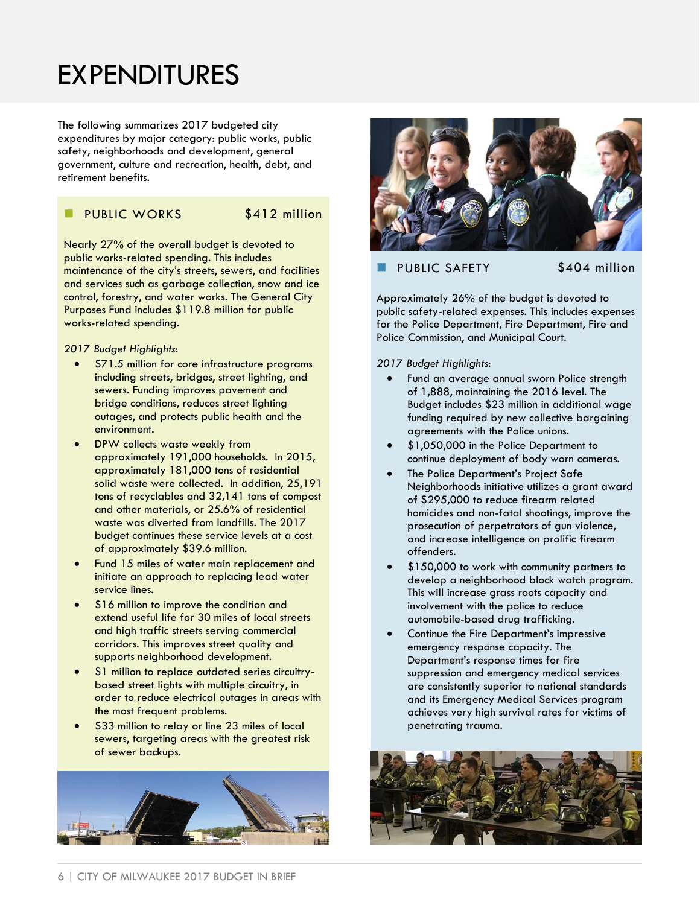# EXPENDITURES

The following summarizes 2017 budgeted city expenditures by major category: public works, public safety, neighborhoods and development, general government, culture and recreation, health, debt, and retirement benefits.

## PUBLIC WORKS — $412 million

Nearly 27% of the overall budget is devoted to public works-related spending. This includes maintenance of the city's streets, sewers, and facilities and services such as garbage collection, snow and ice control, forestry, and water works. The General City Purposes Fund includes $119.8 million for public works-related spending.

*2017 Budget Highlights*:

- $71.5 million for core infrastructure programs including streets, bridges, street lighting, and sewers. Funding improves pavement and bridge conditions, reduces street lighting outages, and protects public health and the environment.
- DPW collects waste weekly from approximately 191,000 households. In 2015, approximately 181,000 tons of residential solid waste were collected. In addition, 25,191 tons of recyclables and 32,141 tons of compost and other materials, or 25.6% of residential waste was diverted from landfills. The 2017 budget continues these service levels at a cost of approximately $39.6 million.
- Fund 15 miles of water main replacement and initiate an approach to replacing lead water service lines.
- $16 million to improve the condition and extend useful life for 30 miles of local streets and high traffic streets serving commercial corridors. This improves street quality and supports neighborhood development.
- $1 million to replace outdated series circuitry-based street lights with multiple circuitry, in order to reduce electrical outages in areas with the most frequent problems.
- $33 million to relay or line 23 miles of local sewers, targeting areas with the greatest risk of sewer backups.

## PUBLIC SAFETY — $404 million

Approximately 26% of the budget is devoted to public safety-related expenses. This includes expenses for the Police Department, Fire Department, Fire and Police Commission, and Municipal Court.

*2017 Budget Highlights*:

- Fund an average annual sworn Police strength of 1,888, maintaining the 2016 level. The Budget includes $23 million in additional wage funding required by new collective bargaining agreements with the Police unions.
- $1,050,000 in the Police Department to continue deployment of body worn cameras.
- The Police Department's Project Safe Neighborhoods initiative utilizes a grant award of $295,000 to reduce firearm related homicides and non-fatal shootings, improve the prosecution of perpetrators of gun violence, and increase intelligence on prolific firearm offenders.
- $150,000 to work with community partners to develop a neighborhood block watch program. This will increase grass roots capacity and involvement with the police to reduce automobile-based drug trafficking.
- Continue the Fire Department's impressive emergency response capacity. The Department's response times for fire suppression and emergency medical services are consistently superior to national standards and its Emergency Medical Services program achieves very high survival rates for victims of penetrating trauma.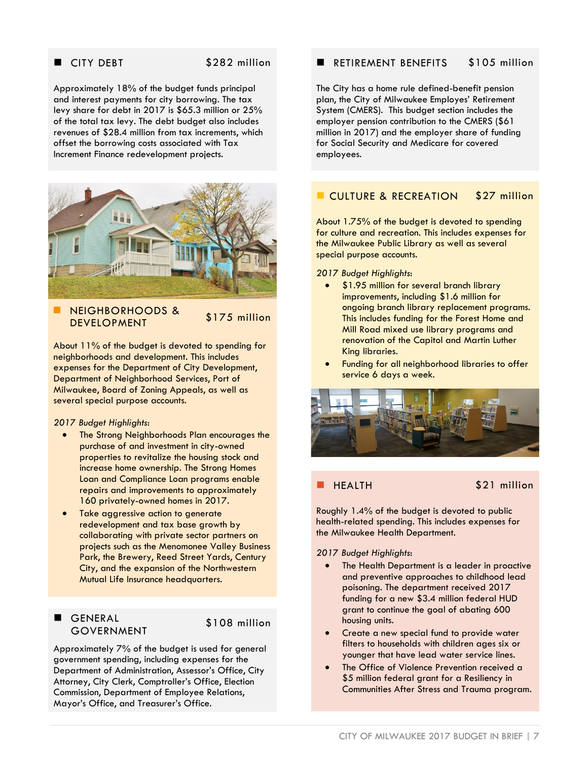## CITY DEBT $282 million

Approximately 18% of the budget funds principal and interest payments for city borrowing. The tax levy share for debt in 2017 is $65.3 million or 25% of the total tax levy. The debt budget also includes revenues of $28.4 million from tax increments, which offset the borrowing costs associated with Tax Increment Finance redevelopment projects.

## NEIGHBORHOODS & DEVELOPMENT $175 million

About 11% of the budget is devoted to spending for neighborhoods and development. This includes expenses for the Department of City Development, Department of Neighborhood Services, Port of Milwaukee, Board of Zoning Appeals, as well as several special purpose accounts.

*2017 Budget Highlights*:

- The Strong Neighborhoods Plan encourages the purchase of and investment in city-owned properties to revitalize the housing stock and increase home ownership. The Strong Homes Loan and Compliance Loan programs enable repairs and improvements to approximately 160 privately-owned homes in 2017.
- Take aggressive action to generate redevelopment and tax base growth by collaborating with private sector partners on projects such as the Menomonee Valley Business Park, the Brewery, Reed Street Yards, Century City, and the expansion of the Northwestern Mutual Life Insurance headquarters.

## GENERAL GOVERNMENT $108 million

Approximately 7% of the budget is used for general government spending, including expenses for the Department of Administration, Assessor's Office, City Attorney, City Clerk, Comptroller's Office, Election Commission, Department of Employee Relations, Mayor's Office, and Treasurer's Office.

## RETIREMENT BENEFITS $105 million

The City has a home rule defined-benefit pension plan, the City of Milwaukee Employes' Retirement System (CMERS). This budget section includes the employer pension contribution to the CMERS ($61 million in 2017) and the employer share of funding for Social Security and Medicare for covered employees.

## CULTURE & RECREATION $27 million

About 1.75% of the budget is devoted to spending for culture and recreation. This includes expenses for the Milwaukee Public Library as well as several special purpose accounts.

*2017 Budget Highlights*:

- $1.95 million for several branch library improvements, including $1.6 million for ongoing branch library replacement programs. This includes funding for the Forest Home and Mill Road mixed use library programs and renovation of the Capitol and Martin Luther King libraries.
- Funding for all neighborhood libraries to offer service 6 days a week.

## HEALTH $21 million

Roughly 1.4% of the budget is devoted to public health-related spending. This includes expenses for the Milwaukee Health Department.

*2017 Budget Highlights*:

- The Health Department is a leader in proactive and preventive approaches to childhood lead poisoning. The department received 2017 funding for a new $3.4 million federal HUD grant to continue the goal of abating 600 housing units.
- Create a new special fund to provide water filters to households with children ages six or younger that have lead water service lines.
- The Office of Violence Prevention received a $5 million federal grant for a Resiliency in Communities After Stress and Trauma program.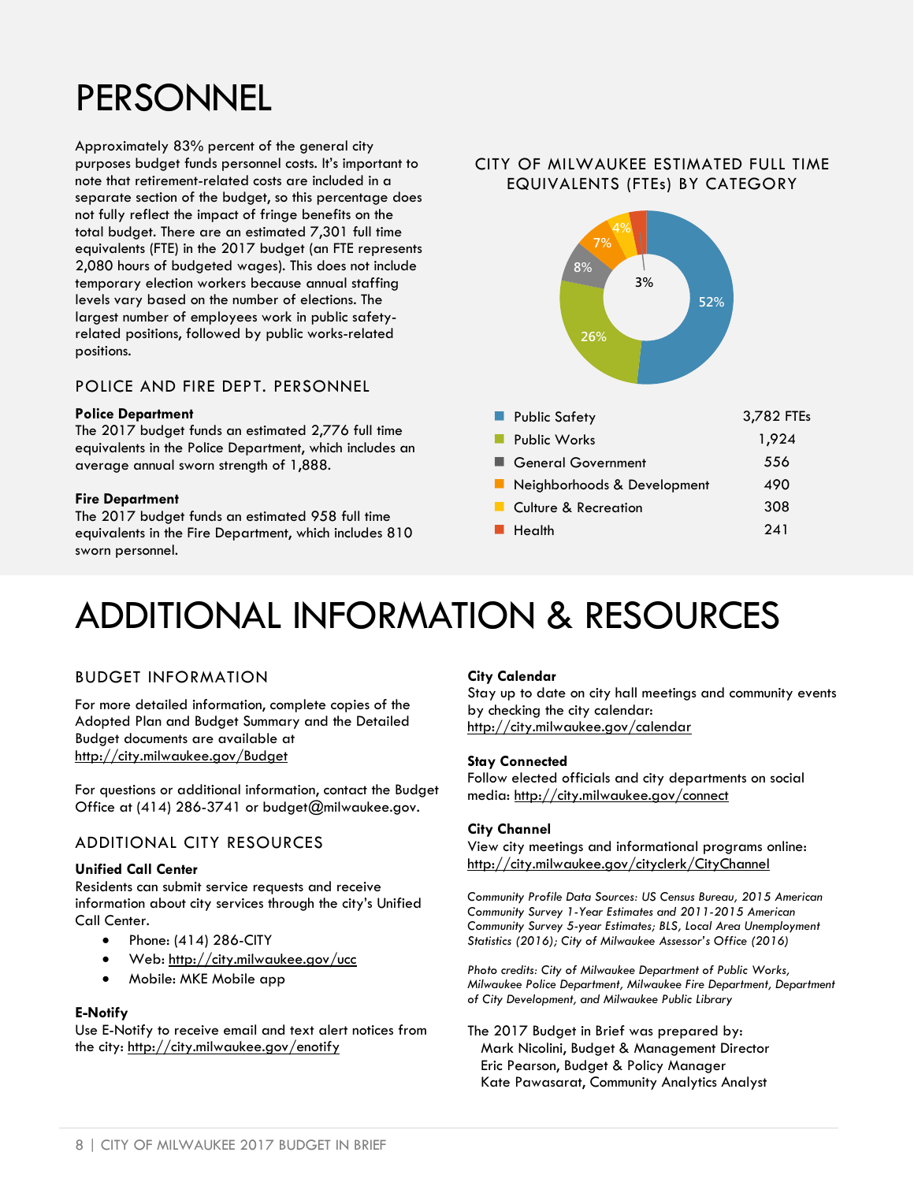# PERSONNEL

Approximately 83% percent of the general city purposes budget funds personnel costs. It's important to note that retirement-related costs are included in a separate section of the budget, so this percentage does not fully reflect the impact of fringe benefits on the total budget. There are an estimated 7,301 full time equivalents (FTE) in the 2017 budget (an FTE represents 2,080 hours of budgeted wages). This does not include temporary election workers because annual staffing levels vary based on the number of elections. The largest number of employees work in public safety-related positions, followed by public works-related positions.

## POLICE AND FIRE DEPT. PERSONNEL

**Police Department**
The 2017 budget funds an estimated 2,776 full time equivalents in the Police Department, which includes an average annual sworn strength of 1,888.

**Fire Department**
The 2017 budget funds an estimated 958 full time equivalents in the Fire Department, which includes 810 sworn personnel.

CITY OF MILWAUKEE ESTIMATED FULL TIME EQUIVALENTS (FTEs) BY CATEGORY

52%
26%
8%
7%
4%
3%

Public Safety 3,782 FTEs
Public Works 1,924
General Government 556
Neighborhoods & Development 490
Culture & Recreation 308
Health 241

# ADDITIONAL INFORMATION & RESOURCES

## BUDGET INFORMATION

For more detailed information, complete copies of the Adopted Plan and Budget Summary and the Detailed Budget documents are available at http://city.milwaukee.gov/Budget

For questions or additional information, contact the Budget Office at (414) 286-3741 or budget@milwaukee.gov.

## ADDITIONAL CITY RESOURCES

**Unified Call Center**
Residents can submit service requests and receive information about city services through the city's Unified Call Center.

- Phone: (414) 286-CITY
- Web: http://city.milwaukee.gov/ucc
- Mobile: MKE Mobile app

**E-Notify**
Use E-Notify to receive email and text alert notices from the city: http://city.milwaukee.gov/enotify

**City Calendar**
Stay up to date on city hall meetings and community events by checking the city calendar: http://city.milwaukee.gov/calendar

**Stay Connected**
Follow elected officials and city departments on social media: http://city.milwaukee.gov/connect

**City Channel**
View city meetings and informational programs online: http://city.milwaukee.gov/cityclerk/CityChannel

*Community Profile Data Sources: US Census Bureau, 2015 American Community Survey 1-Year Estimates and 2011-2015 American Community Survey 5-year Estimates; BLS, Local Area Unemployment Statistics (2016); City of Milwaukee Assessor's Office (2016)*

*Photo credits: City of Milwaukee Department of Public Works, Milwaukee Police Department, Milwaukee Fire Department, Department of City Development, and Milwaukee Public Library*

The 2017 Budget in Brief was prepared by:
Mark Nicolini, Budget & Management Director
Eric Pearson, Budget & Policy Manager
Kate Pawasarat, Community Analytics Analyst